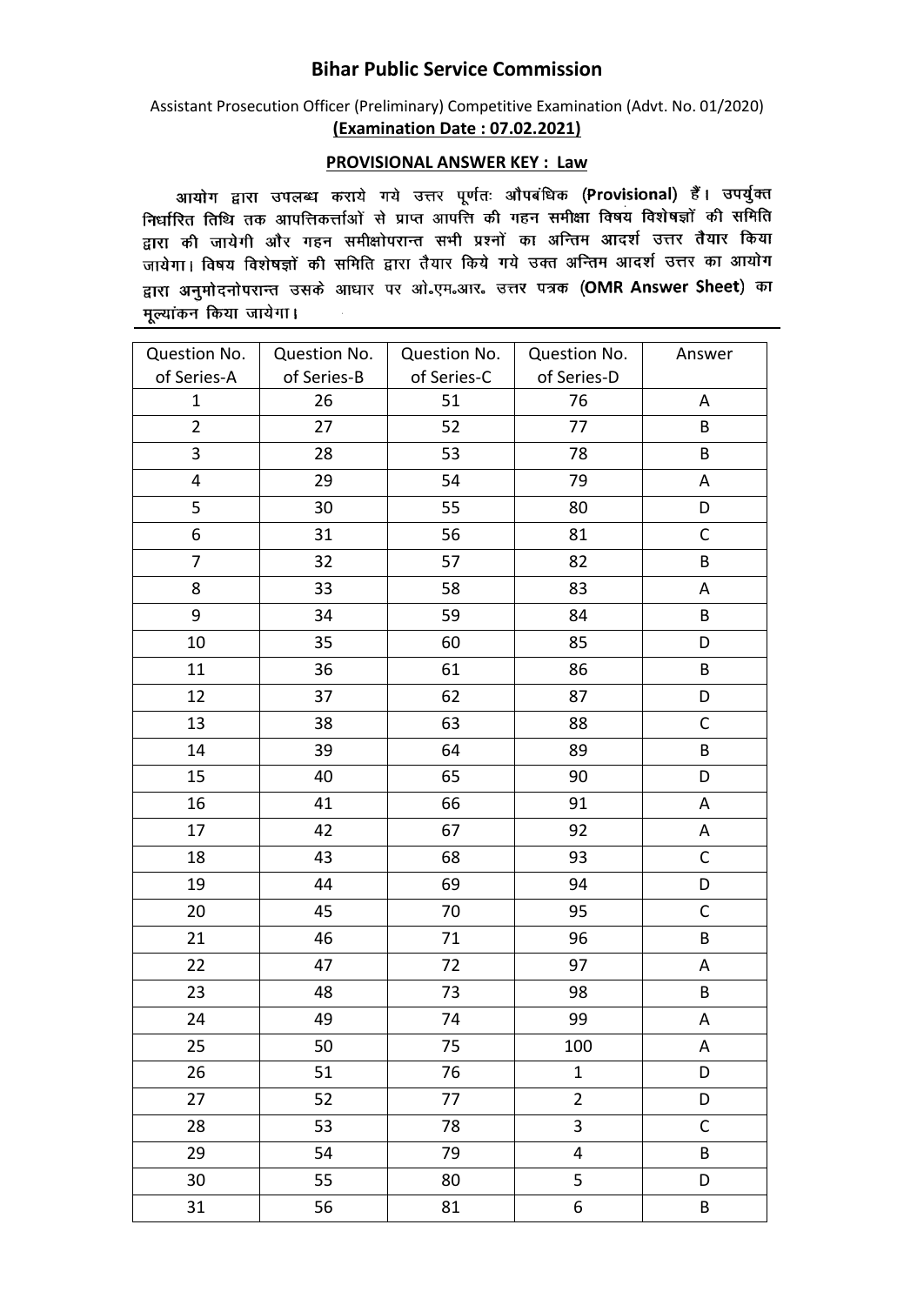# Bihar Public Service Commission

Assistant Prosecution Officer (Preliminary) Competitive Examination (Advt. No. 01/2020)

**(Examination Date : 07.02.2021)**

**PROVISIONAL ANSWER KEY : Law**

आयोग द्वारा उपलब्ध कराये गये उत्तर पूर्णतः औपबंधिक (**Provisional**) हैं। उपर्युक्त निर्धारित तिथि तक आपत्तिकर्त्ताओं से प्राप्त आपत्ति की गहन समीक्षा विषय विशेषज्ञों की समिति द्वारा की जायेगी और गहन समीक्षोपरान्त सभी प्रश्नों का अन्तिम आदर्श उत्तर तैयार किया जायेगा। विषय विशेषज्ञों की समिति द्वारा तैयार किये गये उक्त अन्तिम आदर्श उत्तर का आयोग द्वारा अनुमोदनोपरान्त उसके आधार पर ओ॰एम॰आर॰ उत्तर पत्रक (**OMR Answer Sheet**) का मूल्यांकन किया जायेगा।

| Question No. of Series-A | Question No. of Series-B | Question No. of Series-C | Question No. of Series-D | Answer |
|---|---|---|---|---|
| 1 | 26 | 51 | 76 | A |
| 2 | 27 | 52 | 77 | B |
| 3 | 28 | 53 | 78 | B |
| 4 | 29 | 54 | 79 | A |
| 5 | 30 | 55 | 80 | D |
| 6 | 31 | 56 | 81 | C |
| 7 | 32 | 57 | 82 | B |
| 8 | 33 | 58 | 83 | A |
| 9 | 34 | 59 | 84 | B |
| 10 | 35 | 60 | 85 | D |
| 11 | 36 | 61 | 86 | B |
| 12 | 37 | 62 | 87 | D |
| 13 | 38 | 63 | 88 | C |
| 14 | 39 | 64 | 89 | B |
| 15 | 40 | 65 | 90 | D |
| 16 | 41 | 66 | 91 | A |
| 17 | 42 | 67 | 92 | A |
| 18 | 43 | 68 | 93 | C |
| 19 | 44 | 69 | 94 | D |
| 20 | 45 | 70 | 95 | C |
| 21 | 46 | 71 | 96 | B |
| 22 | 47 | 72 | 97 | A |
| 23 | 48 | 73 | 98 | B |
| 24 | 49 | 74 | 99 | A |
| 25 | 50 | 75 | 100 | A |
| 26 | 51 | 76 | 1 | D |
| 27 | 52 | 77 | 2 | D |
| 28 | 53 | 78 | 3 | C |
| 29 | 54 | 79 | 4 | B |
| 30 | 55 | 80 | 5 | D |
| 31 | 56 | 81 | 6 | B |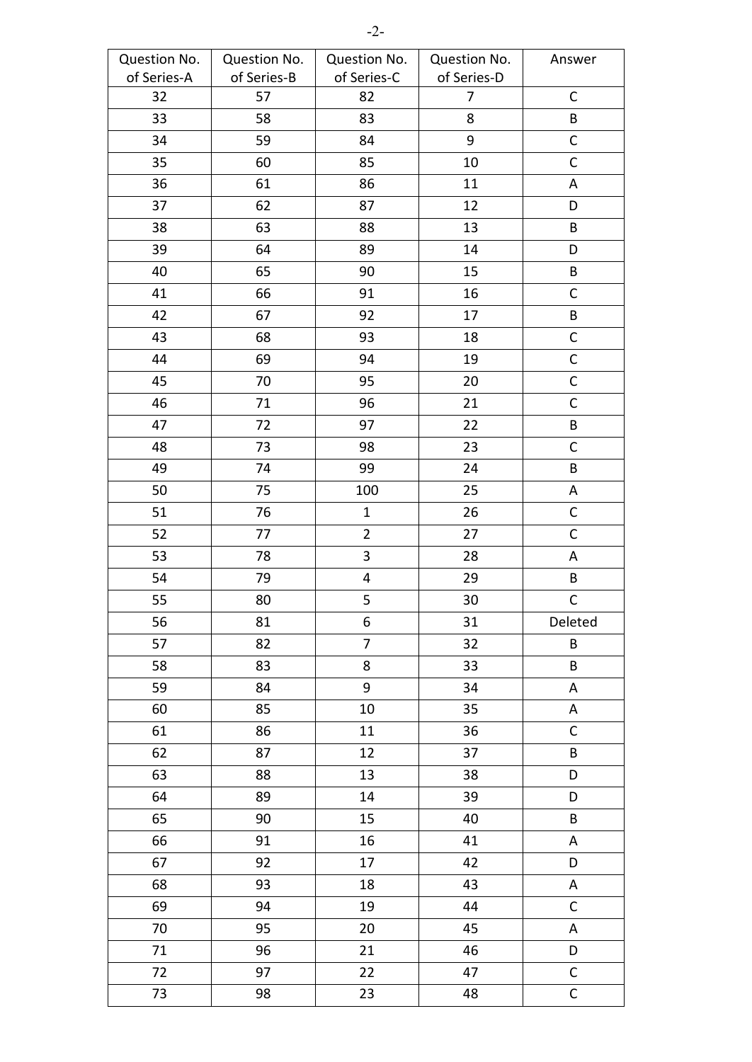| Question No. of Series-A | Question No. of Series-B | Question No. of Series-C | Question No. of Series-D | Answer |
|---|---|---|---|---|
| 32 | 57 | 82 | 7 | C |
| 33 | 58 | 83 | 8 | B |
| 34 | 59 | 84 | 9 | C |
| 35 | 60 | 85 | 10 | C |
| 36 | 61 | 86 | 11 | A |
| 37 | 62 | 87 | 12 | D |
| 38 | 63 | 88 | 13 | B |
| 39 | 64 | 89 | 14 | D |
| 40 | 65 | 90 | 15 | B |
| 41 | 66 | 91 | 16 | C |
| 42 | 67 | 92 | 17 | B |
| 43 | 68 | 93 | 18 | C |
| 44 | 69 | 94 | 19 | C |
| 45 | 70 | 95 | 20 | C |
| 46 | 71 | 96 | 21 | C |
| 47 | 72 | 97 | 22 | B |
| 48 | 73 | 98 | 23 | C |
| 49 | 74 | 99 | 24 | B |
| 50 | 75 | 100 | 25 | A |
| 51 | 76 | 1 | 26 | C |
| 52 | 77 | 2 | 27 | C |
| 53 | 78 | 3 | 28 | A |
| 54 | 79 | 4 | 29 | B |
| 55 | 80 | 5 | 30 | C |
| 56 | 81 | 6 | 31 | Deleted |
| 57 | 82 | 7 | 32 | B |
| 58 | 83 | 8 | 33 | B |
| 59 | 84 | 9 | 34 | A |
| 60 | 85 | 10 | 35 | A |
| 61 | 86 | 11 | 36 | C |
| 62 | 87 | 12 | 37 | B |
| 63 | 88 | 13 | 38 | D |
| 64 | 89 | 14 | 39 | D |
| 65 | 90 | 15 | 40 | B |
| 66 | 91 | 16 | 41 | A |
| 67 | 92 | 17 | 42 | D |
| 68 | 93 | 18 | 43 | A |
| 69 | 94 | 19 | 44 | C |
| 70 | 95 | 20 | 45 | A |
| 71 | 96 | 21 | 46 | D |
| 72 | 97 | 22 | 47 | C |
| 73 | 98 | 23 | 48 | C |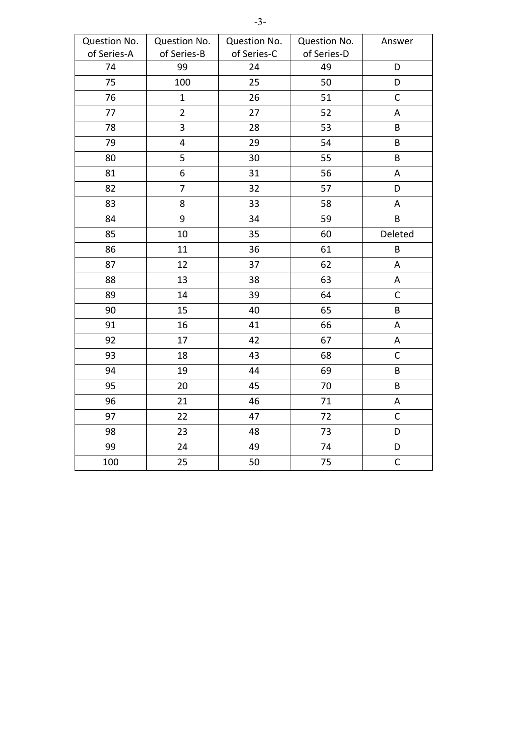| Question No. of Series-A | Question No. of Series-B | Question No. of Series-C | Question No. of Series-D | Answer |
|---|---|---|---|---|
| 74 | 99 | 24 | 49 | D |
| 75 | 100 | 25 | 50 | D |
| 76 | 1 | 26 | 51 | C |
| 77 | 2 | 27 | 52 | A |
| 78 | 3 | 28 | 53 | B |
| 79 | 4 | 29 | 54 | B |
| 80 | 5 | 30 | 55 | B |
| 81 | 6 | 31 | 56 | A |
| 82 | 7 | 32 | 57 | D |
| 83 | 8 | 33 | 58 | A |
| 84 | 9 | 34 | 59 | B |
| 85 | 10 | 35 | 60 | Deleted |
| 86 | 11 | 36 | 61 | B |
| 87 | 12 | 37 | 62 | A |
| 88 | 13 | 38 | 63 | A |
| 89 | 14 | 39 | 64 | C |
| 90 | 15 | 40 | 65 | B |
| 91 | 16 | 41 | 66 | A |
| 92 | 17 | 42 | 67 | A |
| 93 | 18 | 43 | 68 | C |
| 94 | 19 | 44 | 69 | B |
| 95 | 20 | 45 | 70 | B |
| 96 | 21 | 46 | 71 | A |
| 97 | 22 | 47 | 72 | C |
| 98 | 23 | 48 | 73 | D |
| 99 | 24 | 49 | 74 | D |
| 100 | 25 | 50 | 75 | C |